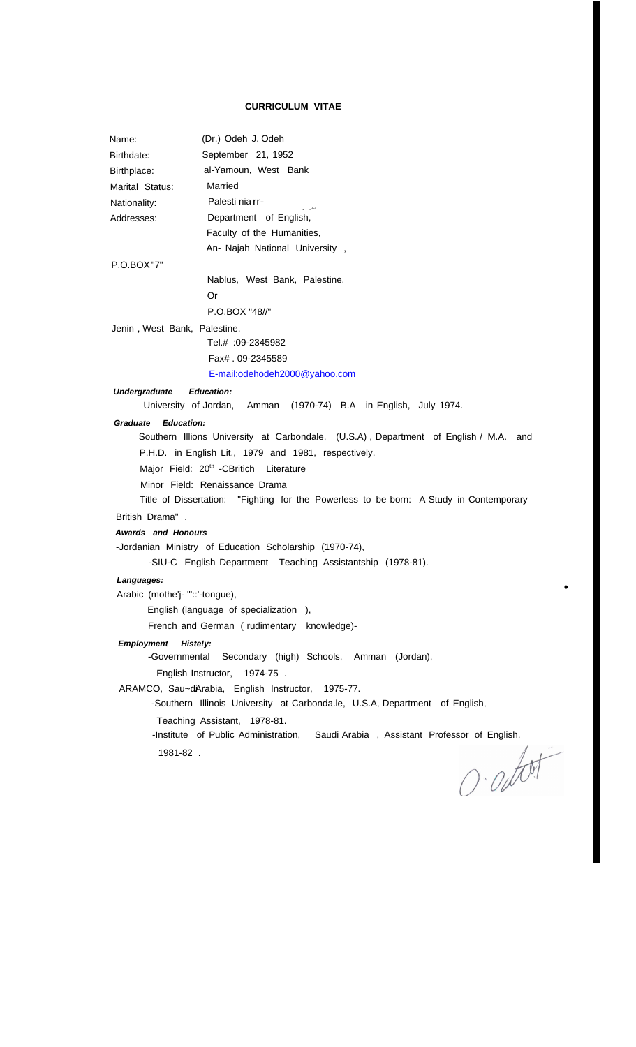**CURRICULUM VITAE**

Name: (Dr.) Odeh J. Odeh

Birthdate: September 21, 1952

Birthplace: al-Yamoun, West Bank

Marital Status: Married

Nationality: Palestinian

Addresses: Department of English,
Faculty of the Humanities,
An- Najah National University ,
P.O.BOX "7"
Nablus, West Bank, Palestine.
Or
P.O.BOX "48//"
Jenin , West Bank, Palestine.
Tel.# :09-2345982
Fax# . 09-2345589
E-mail:odehodeh2000@yahoo.com

***Undergraduate Education:***

University of Jordan, Amman (1970-74) B.A in English, July 1974.

***Graduate Education:***

Southern Illions University at Carbondale, (U.S.A) , Department of English / M.A. and P.H.D. in English Lit., 1979 and 1981, respectively.

Major Field: 20th -CBritich Literature

Minor Field: Renaissance Drama

Title of Dissertation: "Fighting for the Powerless to be born: A Study in Contemporary British Drama" .

***Awards and Honours***

-Jordanian Ministry of Education Scholarship (1970-74),

-SIU-C English Department Teaching Assistantship (1978-81).

***Languages:***

Arabic (mother-tongue),

English (language of specialization ),

French and German ( rudimentary knowledge)-

***Employment History:***

-Governmental Secondary (high) Schools, Amman (Jordan), English Instructor, 1974-75 .

ARAMCO, Saudi Arabia, English Instructor, 1975-77.

-Southern Illinois University at Carbondale, U.S.A, Department of English, Teaching Assistant, 1978-81.

-Institute of Public Administration, Saudi Arabia , Assistant Professor of English, 1981-82 .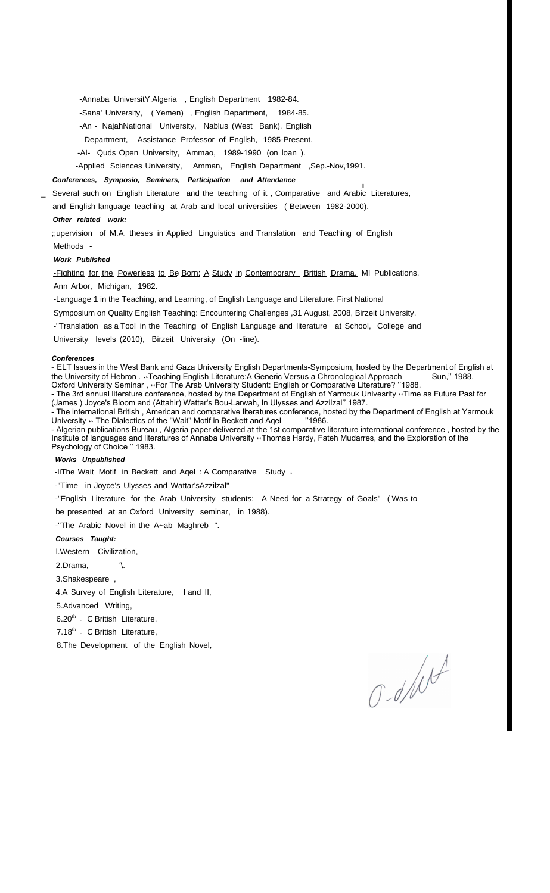-Annaba UniversitY,Algeria , English Department 1982-84.

-Sana' University, ( Yemen) , English Department, 1984-85.

-An - NajahNational University, Nablus (West Bank), English Department, Assistance Professor of English, 1985-Present.

-Al- Quds Open University, Ammao, 1989-1990 (on loan ).

-Applied Sciences University, Amman, English Department ,Sep.-Nov,1991.

***Conferences, Symposio, Seminars, Participation and Attendance***

_ Several such on English Literature and the teaching of it , Comparative and Arabic Literatures, and English language teaching at Arab and local universities ( Between 1982-2000).

***Other related work:***

;;upervision of M.A. theses in Applied Linguistics and Translation and Teaching of English Methods -

***Work Published***

<u>-Fighting for the Powerless to Be Born: A Study in Contemporary British Drama.</u> MI Publications, Ann Arbor, Michigan, 1982.

-Language 1 in the Teaching, and Learning, of English Language and Literature. First National Symposium on Quality English Teaching: Encountering Challenges ,31 August, 2008, Birzeit University.

-"Translation as a Tool in the Teaching of English Language and literature at School, College and University levels (2010), Birzeit University (On -line).

***Conferences***

- ELT Issues in the West Bank and Gaza University English Departments-Symposium, hosted by the Department of English at the University of Hebron . ‹‹Teaching English Literature:A Generic Versus a Chronological Approach Sun,'' 1988.
Oxford University Seminar , ‹‹For The Arab University Student: English or Comparative Literature? ''1988.
- The 3rd annual literature conference, hosted by the Department of English of Yarmouk University ‹‹Time as Future Past for (James ) Joyce's Bloom and (Attahir) Wattar's Bou-Larwah, In Ulysses and Azzilzal'' 1987.
- The international British , American and comparative literatures conference, hosted by the Department of English at Yarmouk University ‹‹ The Dialectics of the "Wait" Motif in Beckett and Aqel ''1986.
- Algerian publications Bureau , Algeria paper delivered at the 1st comparative literature international conference , hosted by the Institute of languages and literatures of Annaba University ‹‹Thomas Hardy, Fateh Mudarres, and the Exploration of the Psychology of Choice '' 1983.

***<u>Works Unpublished</u>***

-liThe Wait Motif in Beckett and Aqel : A Comparative Study „

-"Time in Joyce's <u>Ulysses</u> and Wattar'sAzzilzal"

-"English Literature for the Arab University students: A Need for a Strategy of Goals" ( Was to be presented at an Oxford University seminar, in 1988).

-"The Arabic Novel in the A~ab Maghreb ".

***<u>Courses Taught:</u>***

l.Western Civilization,

2.Drama, '\.

3.Shakespeare ,

4.A Survey of English Literature, I and II,

5.Advanced Writing,

6.20th - C British Literature,

7.18th - C British Literature,

8.The Development of the English Novel,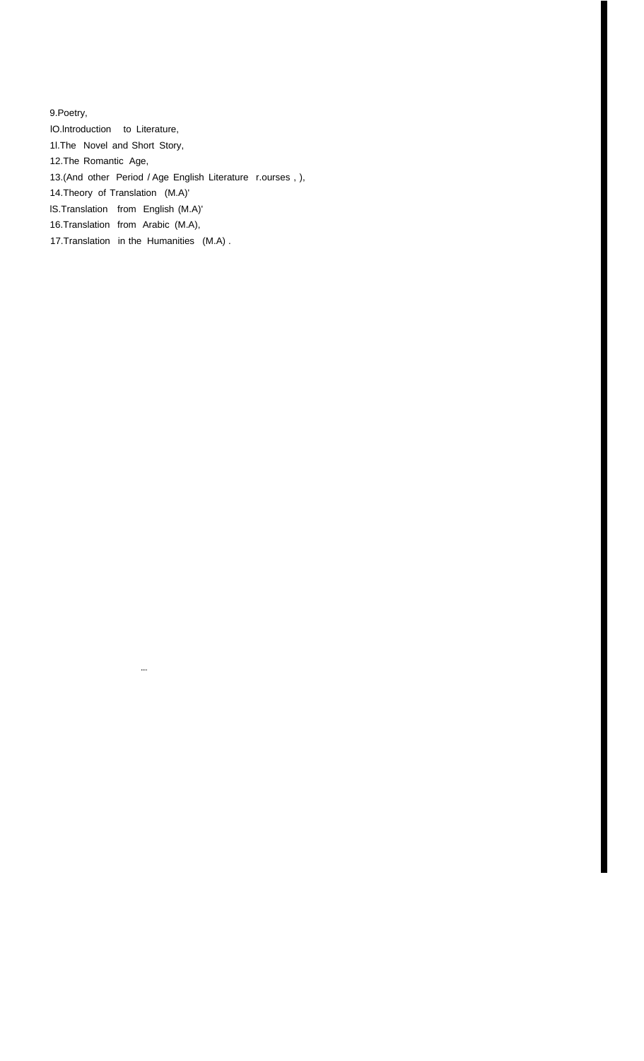9.Poetry,

lO.lntroduction to Literature,

1l.The Novel and Short Story,

12.The Romantic Age,

13.(And other Period / Age English Literature r.ourses , ),

14.Theory of Translation (M.A)'

lS.Translation from English (M.A)'

16.Translation from Arabic (M.A),

17.Translation in the Humanities (M.A) .